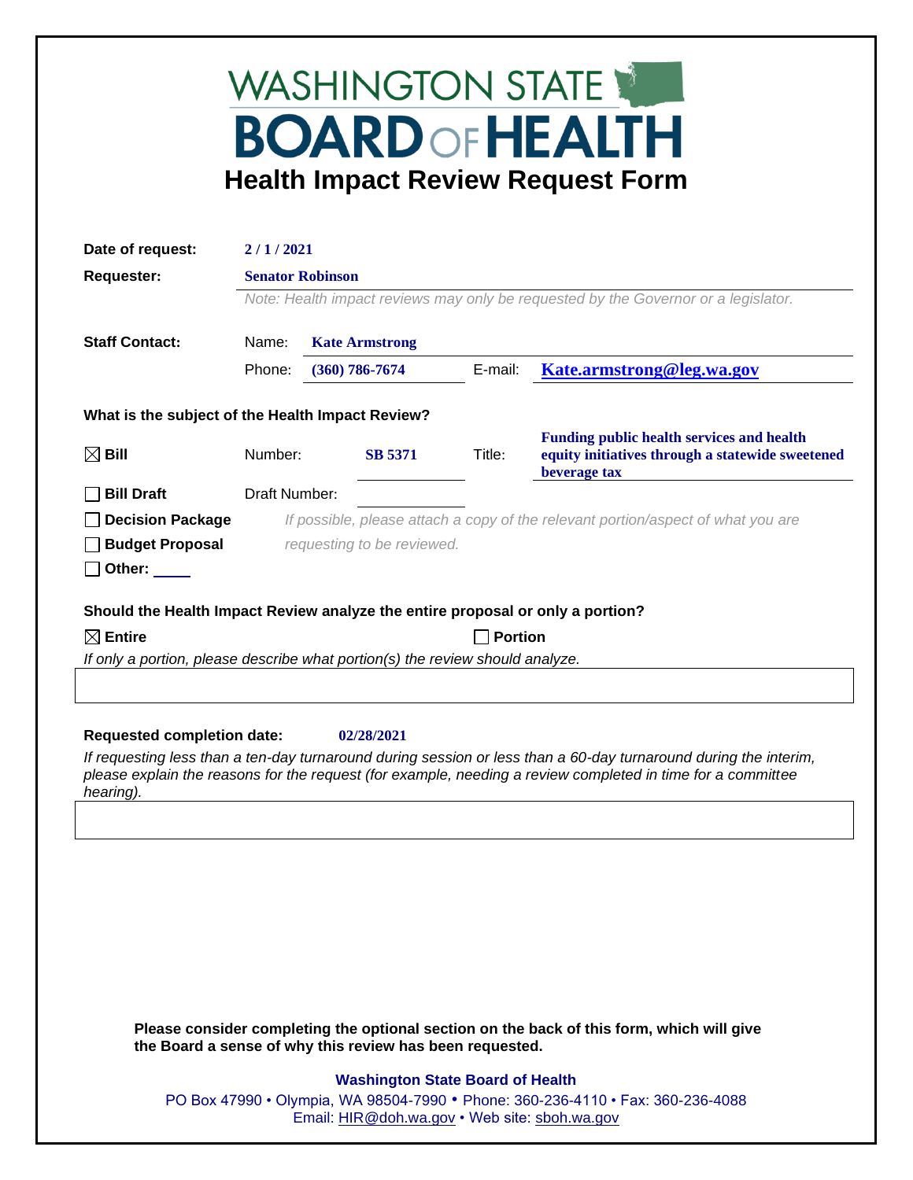# WASHINGTON STATE BOARD OF HEALTH

## Health Impact Review Request Form

**Date of request:** 2 / 1 / 2021

**Requester:** Senator Robinson

*Note: Health impact reviews may only be requested by the Governor or a legislator.*

**Staff Contact:**

Name: Kate Armstrong

Phone: (360) 786-7674 E-mail: Kate.armstrong@leg.wa.gov

**What is the subject of the Health Impact Review?**

☒ **Bill** Number: SB 5371 Title: Funding public health services and health equity initiatives through a statewide sweetened beverage tax

☐ **Bill Draft** Draft Number:

☐ **Decision Package** *If possible, please attach a copy of the relevant portion/aspect of what you are*

☐ **Budget Proposal** *requesting to be reviewed.*

☐ **Other:** ____

**Should the Health Impact Review analyze the entire proposal or only a portion?**

☒ **Entire** ☐ **Portion**

*If only a portion, please describe what portion(s) the review should analyze.*

**Requested completion date:** 02/28/2021

*If requesting less than a ten-day turnaround during session or less than a 60-day turnaround during the interim, please explain the reasons for the request (for example, needing a review completed in time for a committee hearing).*

**Please consider completing the optional section on the back of this form, which will give the Board a sense of why this review has been requested.**

**Washington State Board of Health**

PO Box 47990 • Olympia, WA 98504-7990 • Phone: 360-236-4110 • Fax: 360-236-4088

Email: HIR@doh.wa.gov • Web site: sboh.wa.gov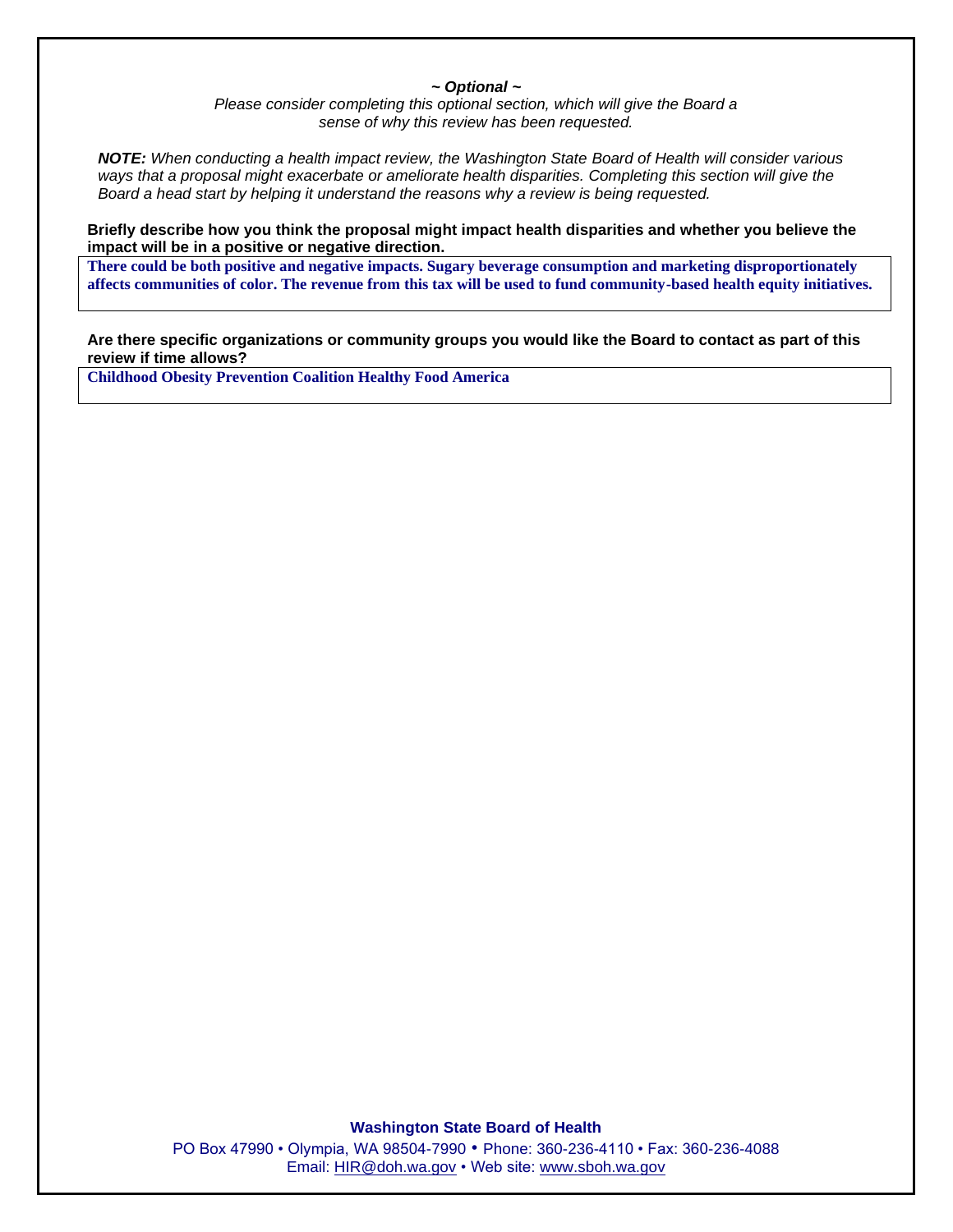***~ Optional ~***

*Please consider completing this optional section, which will give the Board a sense of why this review has been requested.*

***NOTE:*** *When conducting a health impact review, the Washington State Board of Health will consider various ways that a proposal might exacerbate or ameliorate health disparities. Completing this section will give the Board a head start by helping it understand the reasons why a review is being requested.*

**Briefly describe how you think the proposal might impact health disparities and whether you believe the impact will be in a positive or negative direction.**

**There could be both positive and negative impacts. Sugary beverage consumption and marketing disproportionately affects communities of color. The revenue from this tax will be used to fund community-based health equity initiatives.**

**Are there specific organizations or community groups you would like the Board to contact as part of this review if time allows?**

**Childhood Obesity Prevention Coalition Healthy Food America**

**Washington State Board of Health**

PO Box 47990 • Olympia, WA 98504-7990 • Phone: 360-236-4110 • Fax: 360-236-4088
Email: HIR@doh.wa.gov • Web site: www.sboh.wa.gov